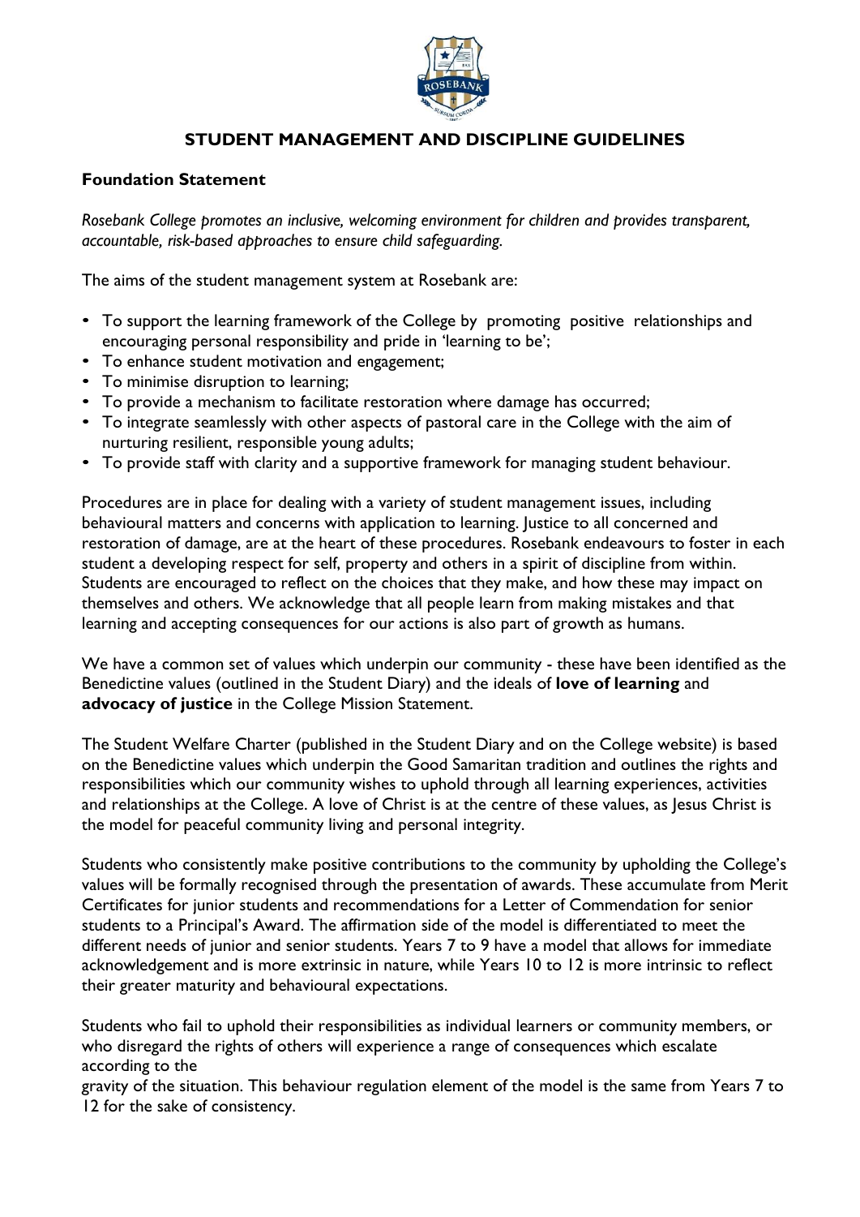# STUDENT MANAGEMENT AND DISCIPLINE GUIDELINES

## Foundation Statement

*Rosebank College promotes an inclusive, welcoming environment for children and provides transparent, accountable, risk-based approaches to ensure child safeguarding.*

The aims of the student management system at Rosebank are:

- To support the learning framework of the College by promoting positive relationships and encouraging personal responsibility and pride in 'learning to be';
- To enhance student motivation and engagement;
- To minimise disruption to learning;
- To provide a mechanism to facilitate restoration where damage has occurred;
- To integrate seamlessly with other aspects of pastoral care in the College with the aim of nurturing resilient, responsible young adults;
- To provide staff with clarity and a supportive framework for managing student behaviour.

Procedures are in place for dealing with a variety of student management issues, including behavioural matters and concerns with application to learning. Justice to all concerned and restoration of damage, are at the heart of these procedures. Rosebank endeavours to foster in each student a developing respect for self, property and others in a spirit of discipline from within. Students are encouraged to reflect on the choices that they make, and how these may impact on themselves and others. We acknowledge that all people learn from making mistakes and that learning and accepting consequences for our actions is also part of growth as humans.

We have a common set of values which underpin our community - these have been identified as the Benedictine values (outlined in the Student Diary) and the ideals of **love of learning** and **advocacy of justice** in the College Mission Statement.

The Student Welfare Charter (published in the Student Diary and on the College website) is based on the Benedictine values which underpin the Good Samaritan tradition and outlines the rights and responsibilities which our community wishes to uphold through all learning experiences, activities and relationships at the College. A love of Christ is at the centre of these values, as Jesus Christ is the model for peaceful community living and personal integrity.

Students who consistently make positive contributions to the community by upholding the College's values will be formally recognised through the presentation of awards. These accumulate from Merit Certificates for junior students and recommendations for a Letter of Commendation for senior students to a Principal's Award. The affirmation side of the model is differentiated to meet the different needs of junior and senior students. Years 7 to 9 have a model that allows for immediate acknowledgement and is more extrinsic in nature, while Years 10 to 12 is more intrinsic to reflect their greater maturity and behavioural expectations.

Students who fail to uphold their responsibilities as individual learners or community members, or who disregard the rights of others will experience a range of consequences which escalate according to the gravity of the situation. This behaviour regulation element of the model is the same from Years 7 to 12 for the sake of consistency.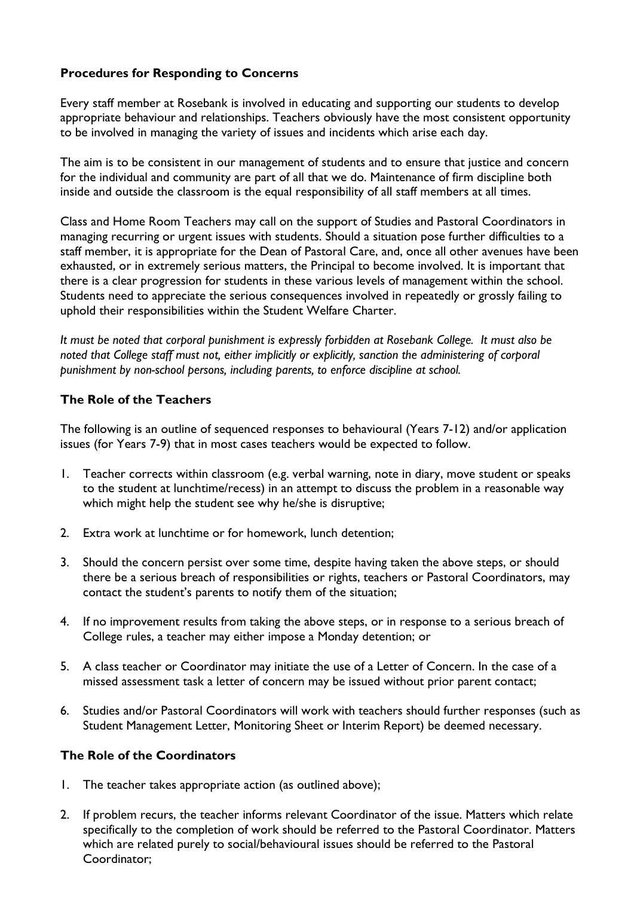## Procedures for Responding to Concerns

Every staff member at Rosebank is involved in educating and supporting our students to develop appropriate behaviour and relationships. Teachers obviously have the most consistent opportunity to be involved in managing the variety of issues and incidents which arise each day.

The aim is to be consistent in our management of students and to ensure that justice and concern for the individual and community are part of all that we do. Maintenance of firm discipline both inside and outside the classroom is the equal responsibility of all staff members at all times.

Class and Home Room Teachers may call on the support of Studies and Pastoral Coordinators in managing recurring or urgent issues with students. Should a situation pose further difficulties to a staff member, it is appropriate for the Dean of Pastoral Care, and, once all other avenues have been exhausted, or in extremely serious matters, the Principal to become involved. It is important that there is a clear progression for students in these various levels of management within the school. Students need to appreciate the serious consequences involved in repeatedly or grossly failing to uphold their responsibilities within the Student Welfare Charter.

*It must be noted that corporal punishment is expressly forbidden at Rosebank College. It must also be noted that College staff must not, either implicitly or explicitly, sanction the administering of corporal punishment by non-school persons, including parents, to enforce discipline at school.*

## The Role of the Teachers

The following is an outline of sequenced responses to behavioural (Years 7-12) and/or application issues (for Years 7-9) that in most cases teachers would be expected to follow.

1. Teacher corrects within classroom (e.g. verbal warning, note in diary, move student or speaks to the student at lunchtime/recess) in an attempt to discuss the problem in a reasonable way which might help the student see why he/she is disruptive;
2. Extra work at lunchtime or for homework, lunch detention;
3. Should the concern persist over some time, despite having taken the above steps, or should there be a serious breach of responsibilities or rights, teachers or Pastoral Coordinators, may contact the student's parents to notify them of the situation;
4. If no improvement results from taking the above steps, or in response to a serious breach of College rules, a teacher may either impose a Monday detention; or
5. A class teacher or Coordinator may initiate the use of a Letter of Concern. In the case of a missed assessment task a letter of concern may be issued without prior parent contact;
6. Studies and/or Pastoral Coordinators will work with teachers should further responses (such as Student Management Letter, Monitoring Sheet or Interim Report) be deemed necessary.

## The Role of the Coordinators

1. The teacher takes appropriate action (as outlined above);
2. If problem recurs, the teacher informs relevant Coordinator of the issue. Matters which relate specifically to the completion of work should be referred to the Pastoral Coordinator. Matters which are related purely to social/behavioural issues should be referred to the Pastoral Coordinator;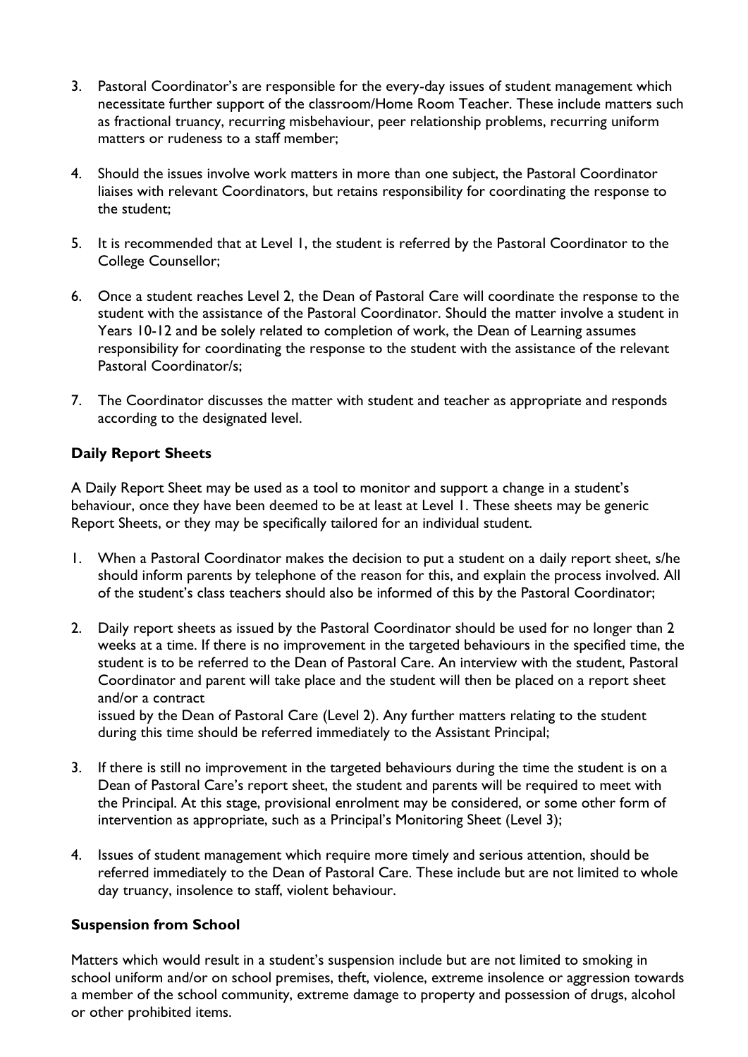3. Pastoral Coordinator's are responsible for the every-day issues of student management which necessitate further support of the classroom/Home Room Teacher. These include matters such as fractional truancy, recurring misbehaviour, peer relationship problems, recurring uniform matters or rudeness to a staff member;

4. Should the issues involve work matters in more than one subject, the Pastoral Coordinator liaises with relevant Coordinators, but retains responsibility for coordinating the response to the student;

5. It is recommended that at Level 1, the student is referred by the Pastoral Coordinator to the College Counsellor;

6. Once a student reaches Level 2, the Dean of Pastoral Care will coordinate the response to the student with the assistance of the Pastoral Coordinator. Should the matter involve a student in Years 10-12 and be solely related to completion of work, the Dean of Learning assumes responsibility for coordinating the response to the student with the assistance of the relevant Pastoral Coordinator/s;

7. The Coordinator discusses the matter with student and teacher as appropriate and responds according to the designated level.

**Daily Report Sheets**

A Daily Report Sheet may be used as a tool to monitor and support a change in a student's behaviour, once they have been deemed to be at least at Level 1. These sheets may be generic Report Sheets, or they may be specifically tailored for an individual student.

1. When a Pastoral Coordinator makes the decision to put a student on a daily report sheet, s/he should inform parents by telephone of the reason for this, and explain the process involved. All of the student's class teachers should also be informed of this by the Pastoral Coordinator;

2. Daily report sheets as issued by the Pastoral Coordinator should be used for no longer than 2 weeks at a time. If there is no improvement in the targeted behaviours in the specified time, the student is to be referred to the Dean of Pastoral Care. An interview with the student, Pastoral Coordinator and parent will take place and the student will then be placed on a report sheet and/or a contract
issued by the Dean of Pastoral Care (Level 2). Any further matters relating to the student during this time should be referred immediately to the Assistant Principal;

3. If there is still no improvement in the targeted behaviours during the time the student is on a Dean of Pastoral Care's report sheet, the student and parents will be required to meet with the Principal. At this stage, provisional enrolment may be considered, or some other form of intervention as appropriate, such as a Principal's Monitoring Sheet (Level 3);

4. Issues of student management which require more timely and serious attention, should be referred immediately to the Dean of Pastoral Care. These include but are not limited to whole day truancy, insolence to staff, violent behaviour.

**Suspension from School**

Matters which would result in a student's suspension include but are not limited to smoking in school uniform and/or on school premises, theft, violence, extreme insolence or aggression towards a member of the school community, extreme damage to property and possession of drugs, alcohol or other prohibited items.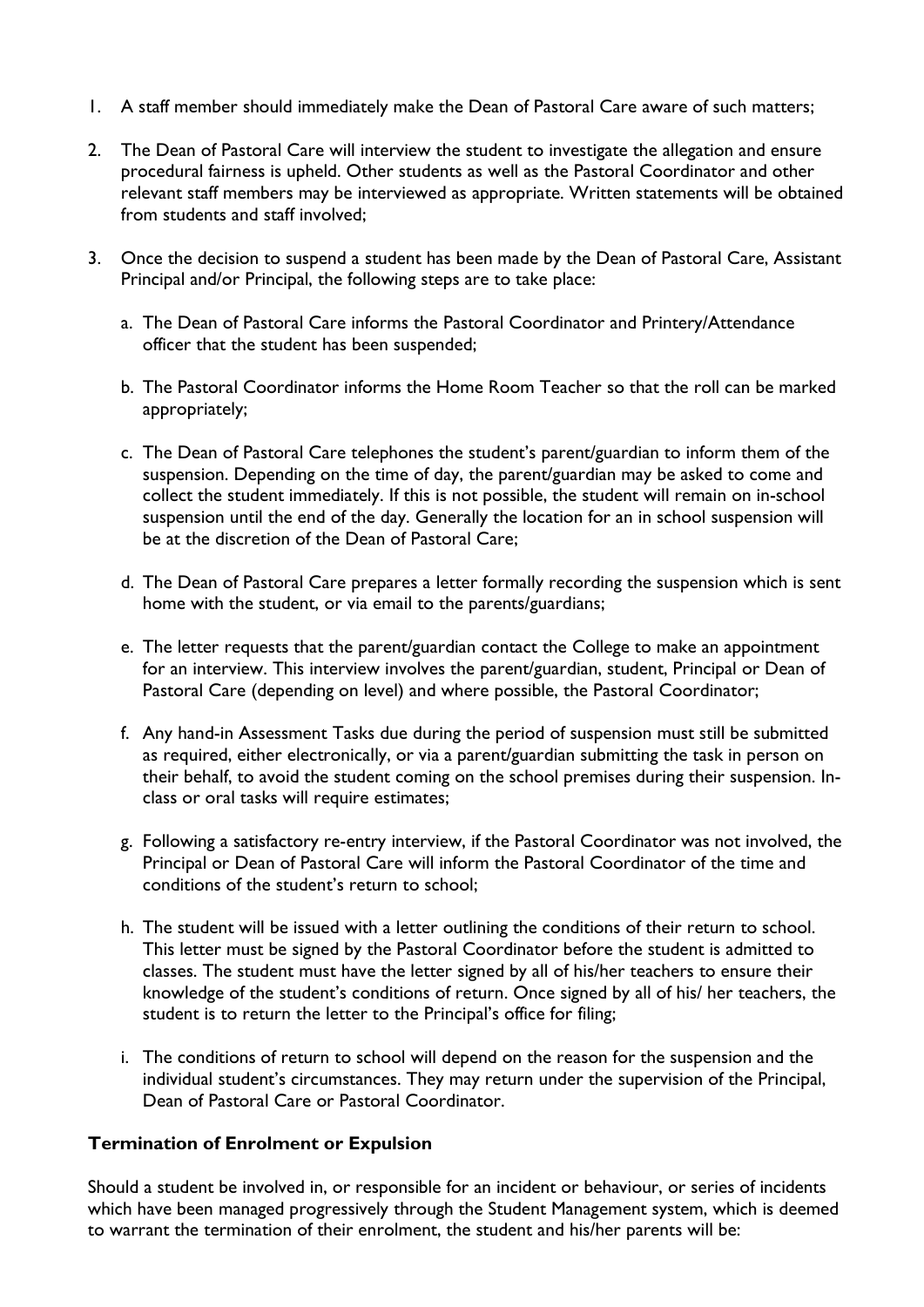1. A staff member should immediately make the Dean of Pastoral Care aware of such matters;

2. The Dean of Pastoral Care will interview the student to investigate the allegation and ensure procedural fairness is upheld. Other students as well as the Pastoral Coordinator and other relevant staff members may be interviewed as appropriate. Written statements will be obtained from students and staff involved;

3. Once the decision to suspend a student has been made by the Dean of Pastoral Care, Assistant Principal and/or Principal, the following steps are to take place:

   a. The Dean of Pastoral Care informs the Pastoral Coordinator and Printery/Attendance officer that the student has been suspended;

   b. The Pastoral Coordinator informs the Home Room Teacher so that the roll can be marked appropriately;

   c. The Dean of Pastoral Care telephones the student's parent/guardian to inform them of the suspension. Depending on the time of day, the parent/guardian may be asked to come and collect the student immediately. If this is not possible, the student will remain on in-school suspension until the end of the day. Generally the location for an in school suspension will be at the discretion of the Dean of Pastoral Care;

   d. The Dean of Pastoral Care prepares a letter formally recording the suspension which is sent home with the student, or via email to the parents/guardians;

   e. The letter requests that the parent/guardian contact the College to make an appointment for an interview. This interview involves the parent/guardian, student, Principal or Dean of Pastoral Care (depending on level) and where possible, the Pastoral Coordinator;

   f. Any hand-in Assessment Tasks due during the period of suspension must still be submitted as required, either electronically, or via a parent/guardian submitting the task in person on their behalf, to avoid the student coming on the school premises during their suspension. In-class or oral tasks will require estimates;

   g. Following a satisfactory re-entry interview, if the Pastoral Coordinator was not involved, the Principal or Dean of Pastoral Care will inform the Pastoral Coordinator of the time and conditions of the student's return to school;

   h. The student will be issued with a letter outlining the conditions of their return to school. This letter must be signed by the Pastoral Coordinator before the student is admitted to classes. The student must have the letter signed by all of his/her teachers to ensure their knowledge of the student's conditions of return. Once signed by all of his/ her teachers, the student is to return the letter to the Principal's office for filing;

   i. The conditions of return to school will depend on the reason for the suspension and the individual student's circumstances. They may return under the supervision of the Principal, Dean of Pastoral Care or Pastoral Coordinator.

**Termination of Enrolment or Expulsion**

Should a student be involved in, or responsible for an incident or behaviour, or series of incidents which have been managed progressively through the Student Management system, which is deemed to warrant the termination of their enrolment, the student and his/her parents will be: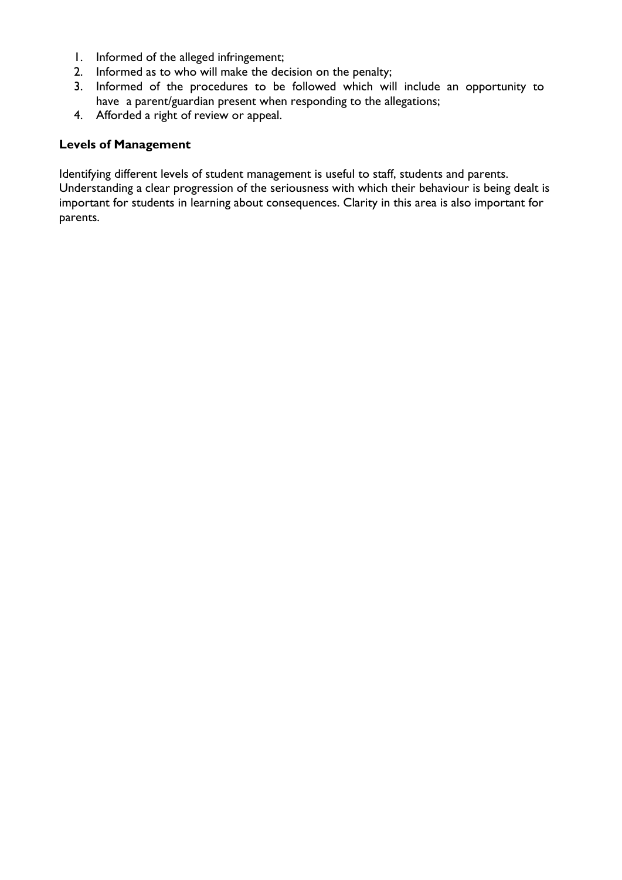1. Informed of the alleged infringement;
2. Informed as to who will make the decision on the penalty;
3. Informed of the procedures to be followed which will include an opportunity to have a parent/guardian present when responding to the allegations;
4. Afforded a right of review or appeal.

**Levels of Management**

Identifying different levels of student management is useful to staff, students and parents. Understanding a clear progression of the seriousness with which their behaviour is being dealt is important for students in learning about consequences. Clarity in this area is also important for parents.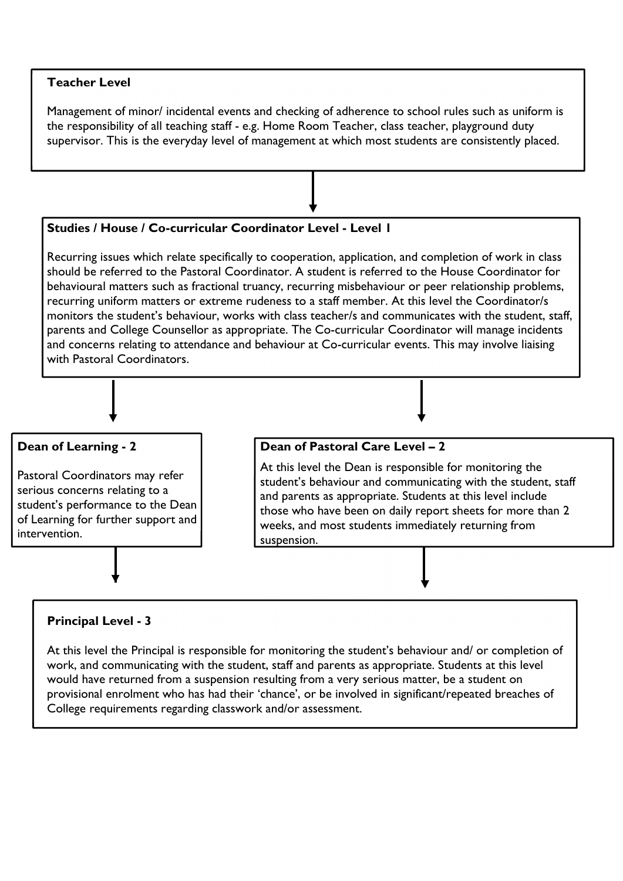**Teacher Level**

Management of minor/ incidental events and checking of adherence to school rules such as uniform is the responsibility of all teaching staff - e.g. Home Room Teacher, class teacher, playground duty supervisor. This is the everyday level of management at which most students are consistently placed.

**Studies / House / Co-curricular Coordinator Level - Level 1**

Recurring issues which relate specifically to cooperation, application, and completion of work in class should be referred to the Pastoral Coordinator. A student is referred to the House Coordinator for behavioural matters such as fractional truancy, recurring misbehaviour or peer relationship problems, recurring uniform matters or extreme rudeness to a staff member. At this level the Coordinator/s monitors the student's behaviour, works with class teacher/s and communicates with the student, staff, parents and College Counsellor as appropriate. The Co-curricular Coordinator will manage incidents and concerns relating to attendance and behaviour at Co-curricular events. This may involve liaising with Pastoral Coordinators.

**Dean of Learning - 2**

Pastoral Coordinators may refer serious concerns relating to a student's performance to the Dean of Learning for further support and intervention.

**Dean of Pastoral Care Level – 2**

At this level the Dean is responsible for monitoring the student's behaviour and communicating with the student, staff and parents as appropriate. Students at this level include those who have been on daily report sheets for more than 2 weeks, and most students immediately returning from suspension.

**Principal Level - 3**

At this level the Principal is responsible for monitoring the student's behaviour and/ or completion of work, and communicating with the student, staff and parents as appropriate. Students at this level would have returned from a suspension resulting from a very serious matter, be a student on provisional enrolment who has had their 'chance', or be involved in significant/repeated breaches of College requirements regarding classwork and/or assessment.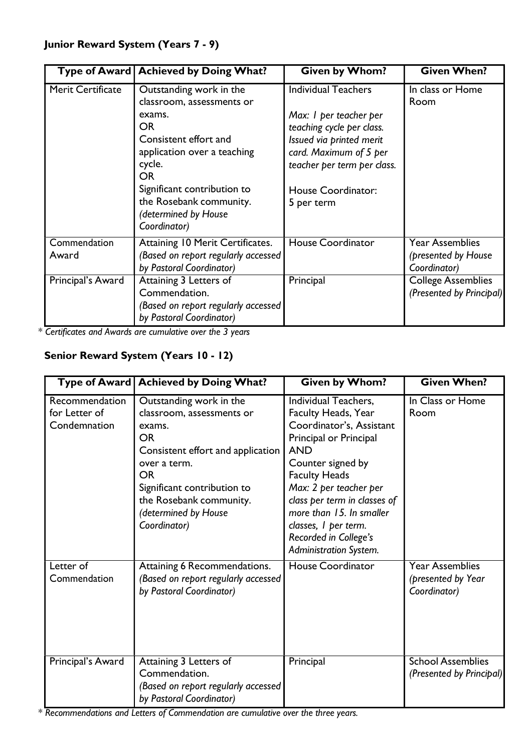**Junior Reward System (Years 7 - 9)**

| Type of Award | Achieved by Doing What? | Given by Whom? | Given When? |
|---|---|---|---|
| Merit Certificate | Outstanding work in the classroom, assessments or exams.<br>OR<br>Consistent effort and application over a teaching cycle.<br>OR<br>Significant contribution to the Rosebank community. *(determined by House Coordinator)* | Individual Teachers<br><br>*Max: 1 per teacher per teaching cycle per class. Issued via printed merit card. Maximum of 5 per teacher per term per class.*<br><br>House Coordinator: 5 per term | In class or Home Room |
| Commendation Award | Attaining 10 Merit Certificates. *(Based on report regularly accessed by Pastoral Coordinator)* | House Coordinator | Year Assemblies *(presented by House Coordinator)* |
| Principal's Award | Attaining 3 Letters of Commendation. *(Based on report regularly accessed by Pastoral Coordinator)* | Principal | College Assemblies *(Presented by Principal)* |

*\* Certificates and Awards are cumulative over the 3 years*

**Senior Reward System (Years 10 - 12)**

| Type of Award | Achieved by Doing What? | Given by Whom? | Given When? |
|---|---|---|---|
| Recommendation for Letter of Condemnation | Outstanding work in the classroom, assessments or exams.<br>OR<br>Consistent effort and application over a term.<br>OR<br>Significant contribution to the Rosebank community. *(determined by House Coordinator)* | Individual Teachers, Faculty Heads, Year Coordinator's, Assistant Principal or Principal<br>AND<br>Counter signed by Faculty Heads<br>*Max: 2 per teacher per class per term in classes of more than 15. In smaller classes, 1 per term. Recorded in College's Administration System.* | In Class or Home Room |
| Letter of Commendation | Attaining 6 Recommendations. *(Based on report regularly accessed by Pastoral Coordinator)* | House Coordinator | Year Assemblies *(presented by Year Coordinator)* |
| Principal's Award | Attaining 3 Letters of Commendation. *(Based on report regularly accessed by Pastoral Coordinator)* | Principal | School Assemblies *(Presented by Principal)* |

*\* Recommendations and Letters of Commendation are cumulative over the three years.*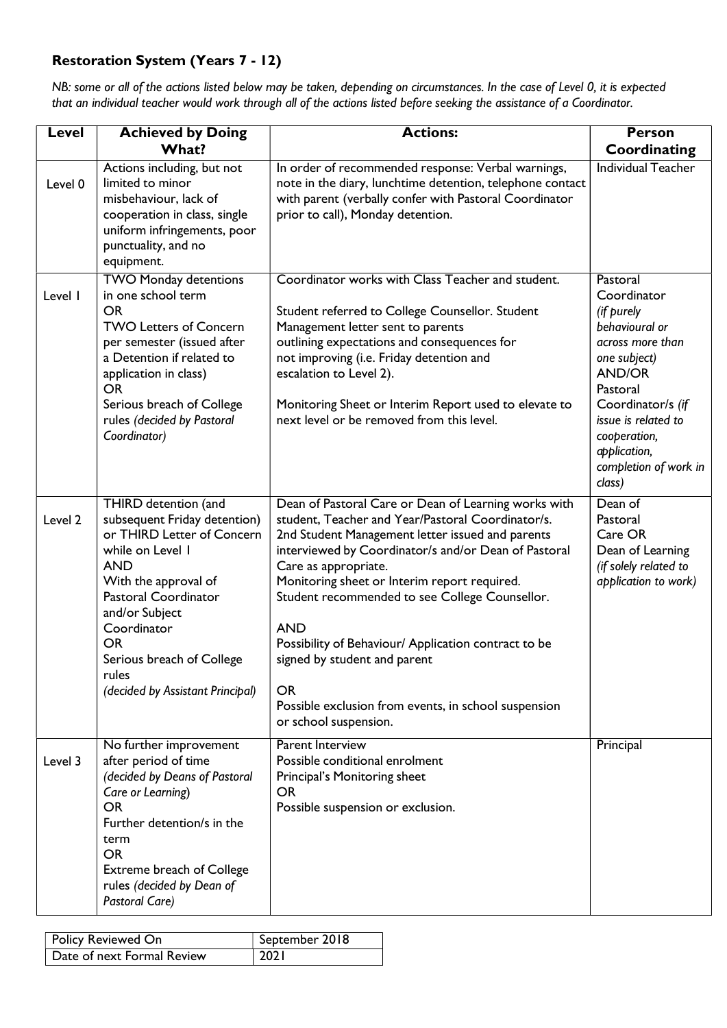### **Restoration System (Years 7 - 12)**

*NB: some or all of the actions listed below may be taken, depending on circumstances. In the case of Level 0, it is expected that an individual teacher would work through all of the actions listed before seeking the assistance of a Coordinator.*

| **Level** | **Achieved by Doing What?** | **Actions:** | **Person Coordinating** |
|---|---|---|---|
| Level 0 | Actions including, but not limited to minor misbehaviour, lack of cooperation in class, single uniform infringements, poor punctuality, and no equipment. | In order of recommended response: Verbal warnings, note in the diary, lunchtime detention, telephone contact with parent (verbally confer with Pastoral Coordinator prior to call), Monday detention. | Individual Teacher |
| Level 1 | TWO Monday detentions in one school term<br>OR<br>TWO Letters of Concern per semester (issued after a Detention if related to application in class)<br>OR<br>Serious breach of College rules *(decided by Pastoral Coordinator)* | Coordinator works with Class Teacher and student.<br><br>Student referred to College Counsellor. Student Management letter sent to parents outlining expectations and consequences for not improving (i.e. Friday detention and escalation to Level 2).<br><br>Monitoring Sheet or Interim Report used to elevate to next level or be removed from this level. | Pastoral Coordinator *(if purely behavioural or across more than one subject)*<br>AND/OR<br>Pastoral Coordinator/s *(if issue is related to cooperation, application, completion of work in class)* |
| Level 2 | THIRD detention (and subsequent Friday detention) or THIRD Letter of Concern while on Level 1<br>AND<br>With the approval of Pastoral Coordinator and/or Subject Coordinator<br>OR<br>Serious breach of College rules<br>*(decided by Assistant Principal)* | Dean of Pastoral Care or Dean of Learning works with student, Teacher and Year/Pastoral Coordinator/s.<br>2nd Student Management letter issued and parents interviewed by Coordinator/s and/or Dean of Pastoral Care as appropriate.<br>Monitoring sheet or Interim report required.<br>Student recommended to see College Counsellor.<br><br>AND<br>Possibility of Behaviour/ Application contract to be signed by student and parent<br><br>OR<br>Possible exclusion from events, in school suspension or school suspension. | Dean of Pastoral Care OR Dean of Learning *(if solely related to application to work)* |
| Level 3 | No further improvement after period of time *(decided by Deans of Pastoral Care or Learning)*<br>OR<br>Further detention/s in the term<br>OR<br>Extreme breach of College rules *(decided by Dean of Pastoral Care)* | Parent Interview<br>Possible conditional enrolment<br>Principal's Monitoring sheet<br>OR<br>Possible suspension or exclusion. | Principal |

| | |
|---|---|
| Policy Reviewed On | September 2018 |
| Date of next Formal Review | 2021 |